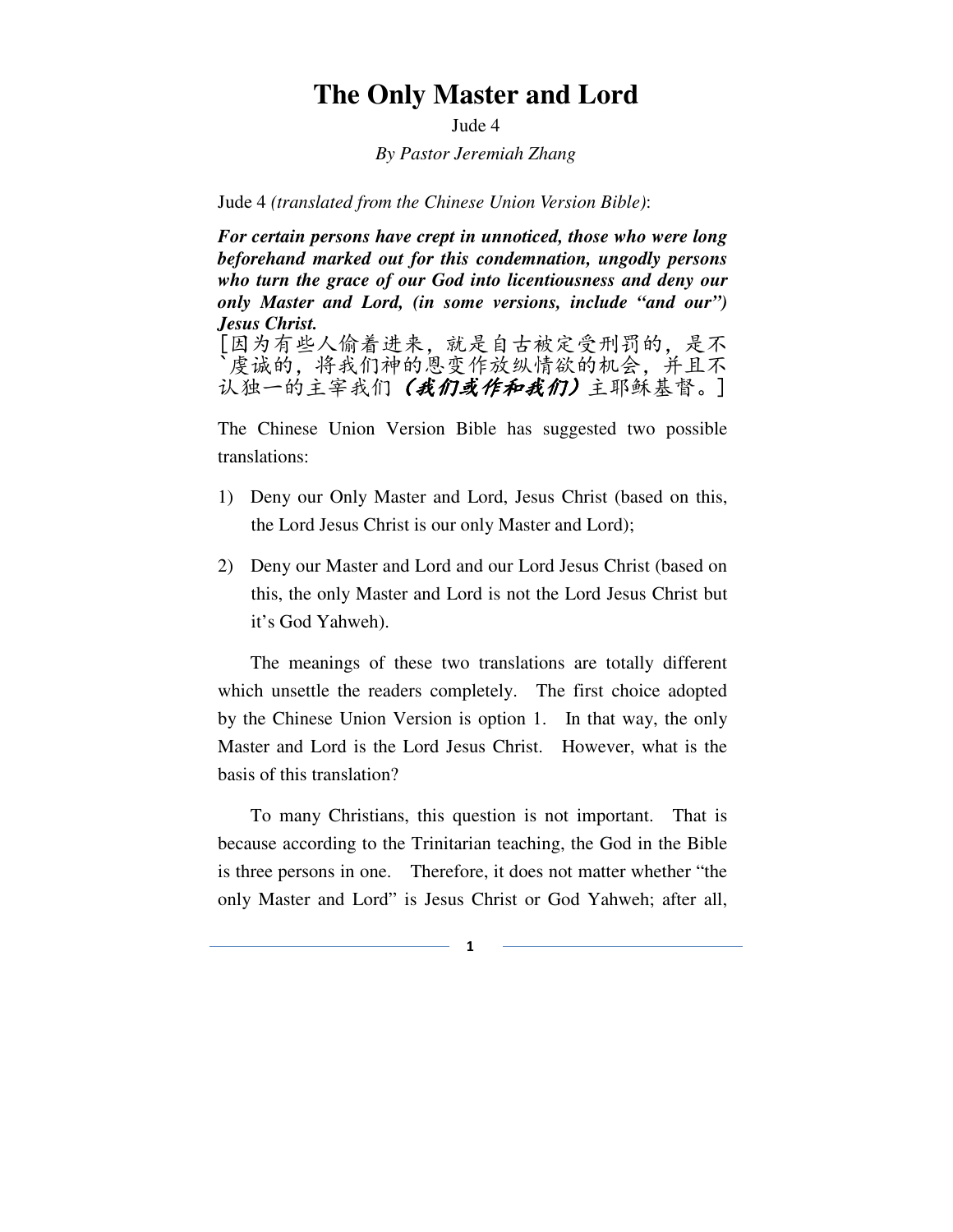# The Only Master and Lord

Jude 4

*By Pastor Jeremiah Zhang*

Jude 4 *(translated from the Chinese Union Version Bible)*:

***For certain persons have crept in unnoticed, those who were long beforehand marked out for this condemnation, ungodly persons who turn the grace of our God into licentiousness and deny our only Master and Lord, (in some versions, include "and our") Jesus Christ.***

[因为有些人偷着进来，就是自古被定受刑罚的，是不`虔诚的，将我们神的恩变作放纵情欲的机会，并且不认独一的主宰我们***（我们或作和我们）***主耶稣基督。]

The Chinese Union Version Bible has suggested two possible translations:

1) Deny our Only Master and Lord, Jesus Christ (based on this, the Lord Jesus Christ is our only Master and Lord);
2) Deny our Master and Lord and our Lord Jesus Christ (based on this, the only Master and Lord is not the Lord Jesus Christ but it's God Yahweh).

The meanings of these two translations are totally different which unsettle the readers completely. The first choice adopted by the Chinese Union Version is option 1. In that way, the only Master and Lord is the Lord Jesus Christ. However, what is the basis of this translation?

To many Christians, this question is not important. That is because according to the Trinitarian teaching, the God in the Bible is three persons in one. Therefore, it does not matter whether "the only Master and Lord" is Jesus Christ or God Yahweh; after all,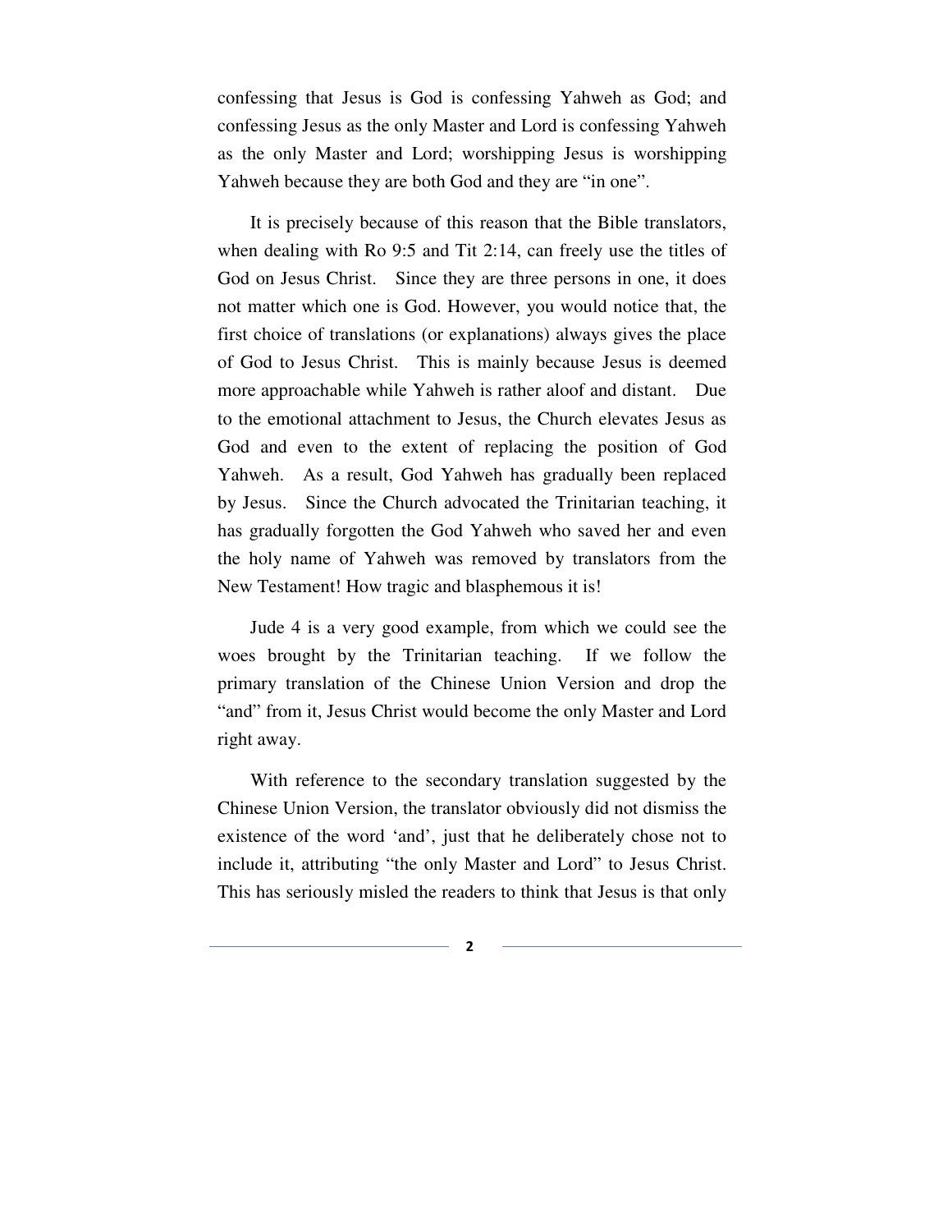confessing that Jesus is God is confessing Yahweh as God; and confessing Jesus as the only Master and Lord is confessing Yahweh as the only Master and Lord; worshipping Jesus is worshipping Yahweh because they are both God and they are "in one".

It is precisely because of this reason that the Bible translators, when dealing with Ro 9:5 and Tit 2:14, can freely use the titles of God on Jesus Christ. Since they are three persons in one, it does not matter which one is God. However, you would notice that, the first choice of translations (or explanations) always gives the place of God to Jesus Christ. This is mainly because Jesus is deemed more approachable while Yahweh is rather aloof and distant. Due to the emotional attachment to Jesus, the Church elevates Jesus as God and even to the extent of replacing the position of God Yahweh. As a result, God Yahweh has gradually been replaced by Jesus. Since the Church advocated the Trinitarian teaching, it has gradually forgotten the God Yahweh who saved her and even the holy name of Yahweh was removed by translators from the New Testament! How tragic and blasphemous it is!

Jude 4 is a very good example, from which we could see the woes brought by the Trinitarian teaching. If we follow the primary translation of the Chinese Union Version and drop the "and" from it, Jesus Christ would become the only Master and Lord right away.

With reference to the secondary translation suggested by the Chinese Union Version, the translator obviously did not dismiss the existence of the word 'and', just that he deliberately chose not to include it, attributing "the only Master and Lord" to Jesus Christ. This has seriously misled the readers to think that Jesus is that only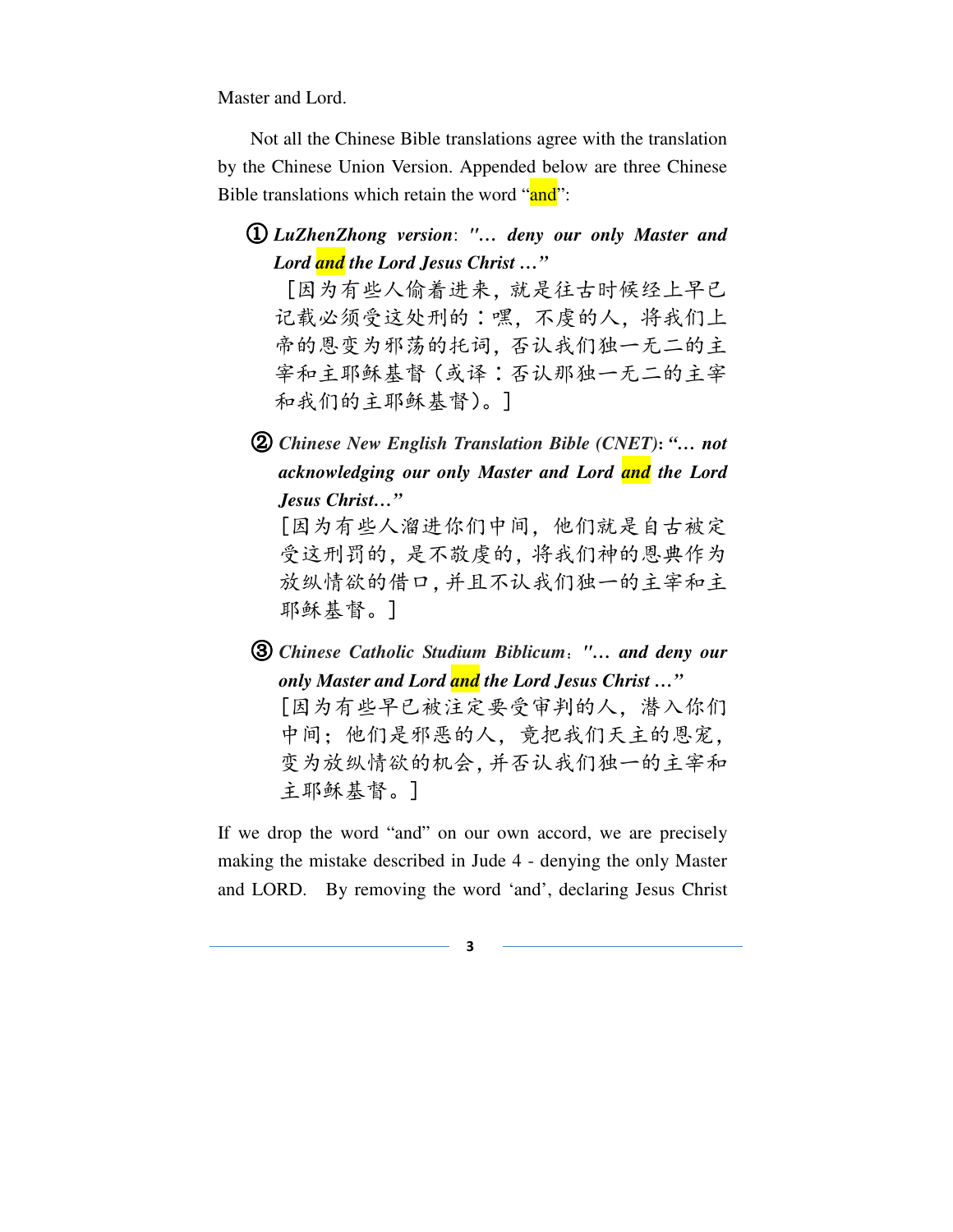Master and Lord.

Not all the Chinese Bible translations agree with the translation by the Chinese Union Version. Appended below are three Chinese Bible translations which retain the word "and":

① ***LuZhenZhong version**: "… deny our only Master and Lord **and** the Lord Jesus Christ …"*
［因为有些人偷着进来，就是往古时候经上早已记载必须受这处刑的：嘿，不虔的人，将我们上帝的恩变为邪荡的托词，否认我们独一无二的主宰和主耶稣基督（或译：否认那独一无二的主宰和我们的主耶稣基督）。］

② ***Chinese New English Translation Bible (CNET)**: "… not acknowledging our only Master and Lord **and** the Lord Jesus Christ…"*
［因为有些人溜进你们中间，他们就是自古被定受这刑罚的，是不敬虔的，将我们神的恩典作为放纵情欲的借口，并且不认我们独一的主宰和主耶稣基督。］

③ ***Chinese Catholic Studium Biblicum**："… and deny our only Master and Lord **and** the Lord Jesus Christ …"*
［因为有些早已被注定要受审判的人，潜入你们中间；他们是邪恶的人，竟把我们天主的恩宠，变为放纵情欲的机会，并否认我们独一的主宰和主耶稣基督。］

If we drop the word "and" on our own accord, we are precisely making the mistake described in Jude 4 - denying the only Master and LORD. By removing the word 'and', declaring Jesus Christ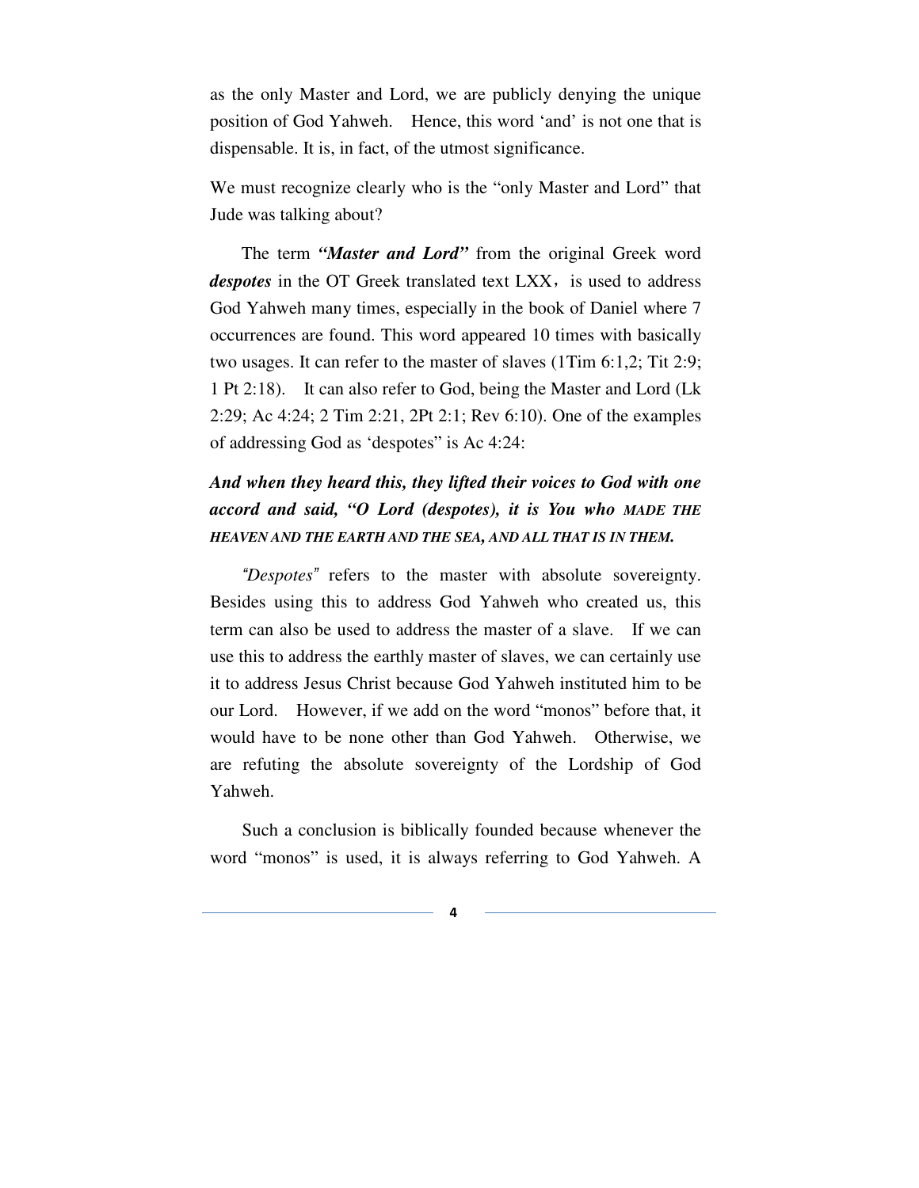as the only Master and Lord, we are publicly denying the unique position of God Yahweh. Hence, this word 'and' is not one that is dispensable. It is, in fact, of the utmost significance.

We must recognize clearly who is the "only Master and Lord" that Jude was talking about?

The term ***"Master and Lord"*** from the original Greek word ***despotes*** in the OT Greek translated text LXX, is used to address God Yahweh many times, especially in the book of Daniel where 7 occurrences are found. This word appeared 10 times with basically two usages. It can refer to the master of slaves (1Tim 6:1,2; Tit 2:9; 1 Pt 2:18). It can also refer to God, being the Master and Lord (Lk 2:29; Ac 4:24; 2 Tim 2:21, 2Pt 2:1; Rev 6:10). One of the examples of addressing God as 'despotes" is Ac 4:24:

***And when they heard this, they lifted their voices to God with one accord and said, "O Lord (despotes), it is You who MADE THE HEAVEN AND THE EARTH AND THE SEA, AND ALL THAT IS IN THEM.***

*"Despotes"* refers to the master with absolute sovereignty. Besides using this to address God Yahweh who created us, this term can also be used to address the master of a slave. If we can use this to address the earthly master of slaves, we can certainly use it to address Jesus Christ because God Yahweh instituted him to be our Lord. However, if we add on the word "monos" before that, it would have to be none other than God Yahweh. Otherwise, we are refuting the absolute sovereignty of the Lordship of God Yahweh.

Such a conclusion is biblically founded because whenever the word "monos" is used, it is always referring to God Yahweh. A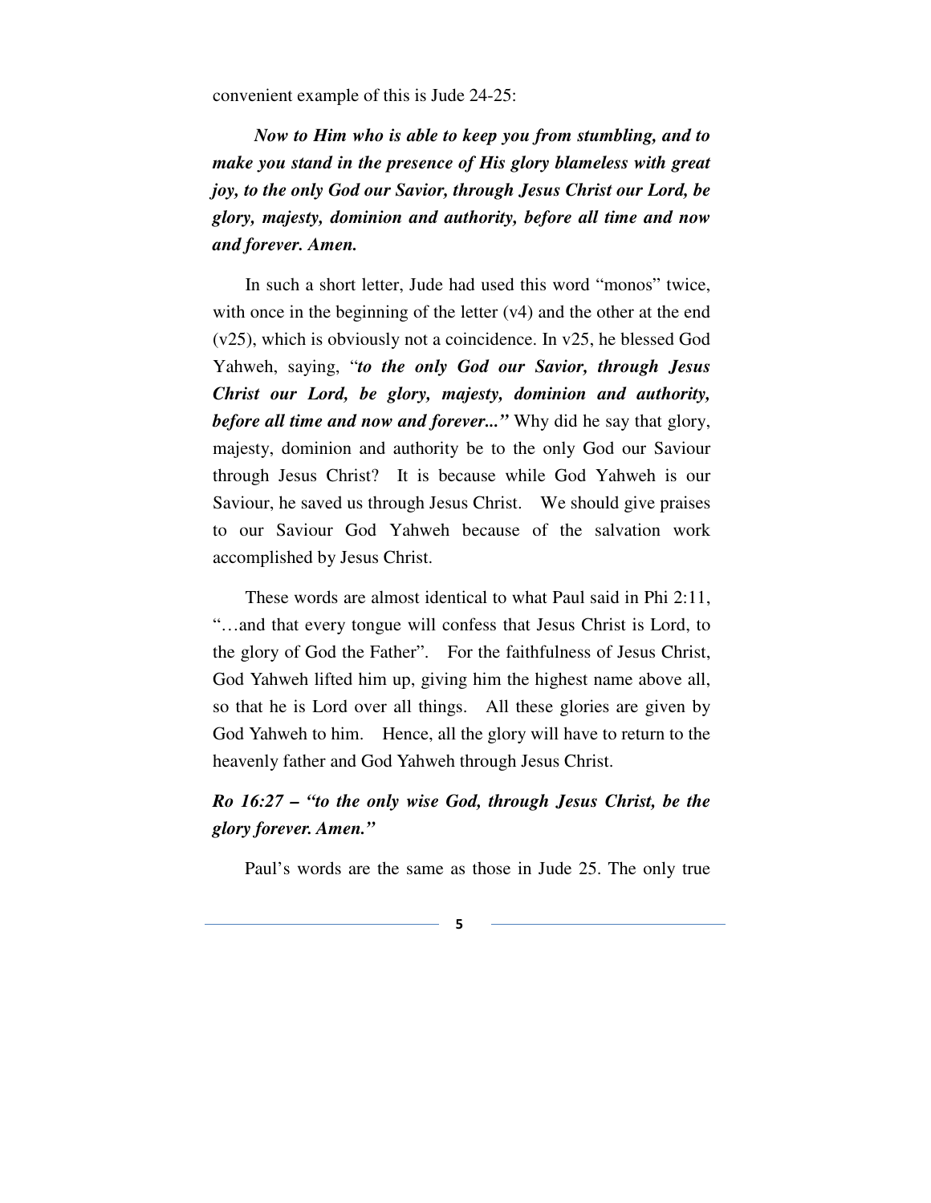convenient example of this is Jude 24-25:

> ***Now to Him who is able to keep you from stumbling, and to make you stand in the presence of His glory blameless with great joy, to the only God our Savior, through Jesus Christ our Lord, be glory, majesty, dominion and authority, before all time and now and forever. Amen.***

In such a short letter, Jude had used this word "monos" twice, with once in the beginning of the letter (v4) and the other at the end (v25), which is obviously not a coincidence. In v25, he blessed God Yahweh, saying, "***to the only God our Savior, through Jesus Christ our Lord, be glory, majesty, dominion and authority, before all time and now and forever...***" Why did he say that glory, majesty, dominion and authority be to the only God our Saviour through Jesus Christ? It is because while God Yahweh is our Saviour, he saved us through Jesus Christ. We should give praises to our Saviour God Yahweh because of the salvation work accomplished by Jesus Christ.

These words are almost identical to what Paul said in Phi 2:11, "…and that every tongue will confess that Jesus Christ is Lord, to the glory of God the Father". For the faithfulness of Jesus Christ, God Yahweh lifted him up, giving him the highest name above all, so that he is Lord over all things. All these glories are given by God Yahweh to him. Hence, all the glory will have to return to the heavenly father and God Yahweh through Jesus Christ.

***Ro 16:27 – "to the only wise God, through Jesus Christ, be the glory forever. Amen."***

Paul's words are the same as those in Jude 25. The only true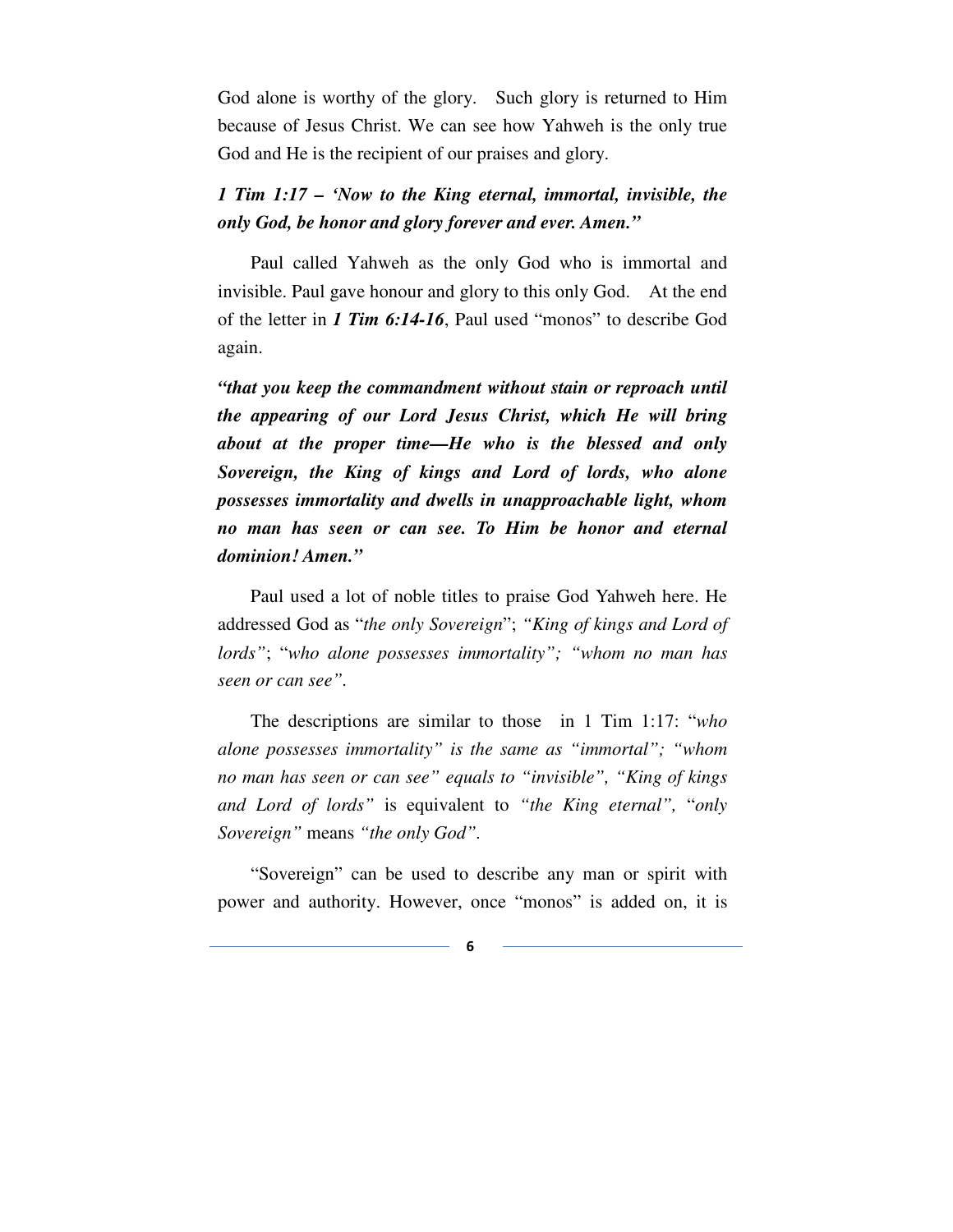God alone is worthy of the glory. Such glory is returned to Him because of Jesus Christ. We can see how Yahweh is the only true God and He is the recipient of our praises and glory.

***1 Tim 1:17 – 'Now to the King eternal, immortal, invisible, the only God, be honor and glory forever and ever. Amen."***

Paul called Yahweh as the only God who is immortal and invisible. Paul gave honour and glory to this only God. At the end of the letter in ***1 Tim 6:14-16***, Paul used "monos" to describe God again.

***"that you keep the commandment without stain or reproach until the appearing of our Lord Jesus Christ, which He will bring about at the proper time—He who is the blessed and only Sovereign, the King of kings and Lord of lords, who alone possesses immortality and dwells in unapproachable light, whom no man has seen or can see. To Him be honor and eternal dominion! Amen."***

Paul used a lot of noble titles to praise God Yahweh here. He addressed God as "*the only Sovereign*"; *"King of kings and Lord of lords"*; "*who alone possesses immortality"; "whom no man has seen or can see"*.

The descriptions are similar to those in 1 Tim 1:17: "*who alone possesses immortality" is the same as "immortal"; "whom no man has seen or can see" equals to "invisible", "King of kings and Lord of lords"* is equivalent to *"the King eternal",* "*only Sovereign"* means *"the only God"*.

"Sovereign" can be used to describe any man or spirit with power and authority. However, once "monos" is added on, it is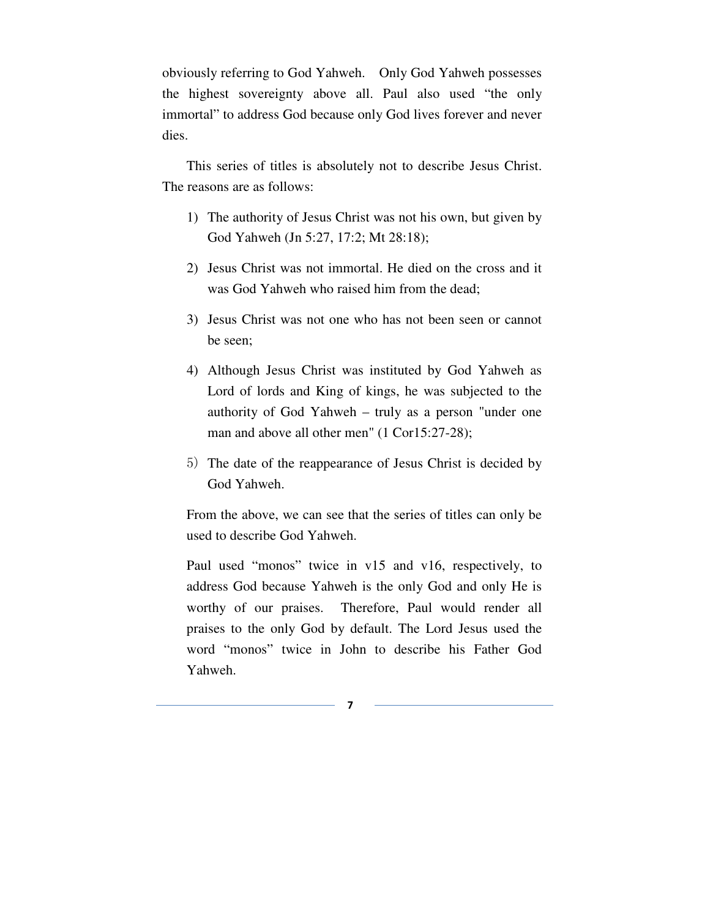obviously referring to God Yahweh. Only God Yahweh possesses the highest sovereignty above all. Paul also used "the only immortal" to address God because only God lives forever and never dies.

This series of titles is absolutely not to describe Jesus Christ. The reasons are as follows:

1) The authority of Jesus Christ was not his own, but given by God Yahweh (Jn 5:27, 17:2; Mt 28:18);
2) Jesus Christ was not immortal. He died on the cross and it was God Yahweh who raised him from the dead;
3) Jesus Christ was not one who has not been seen or cannot be seen;
4) Although Jesus Christ was instituted by God Yahweh as Lord of lords and King of kings, he was subjected to the authority of God Yahweh – truly as a person "under one man and above all other men" (1 Cor15:27-28);
5) The date of the reappearance of Jesus Christ is decided by God Yahweh.

From the above, we can see that the series of titles can only be used to describe God Yahweh.

Paul used "monos" twice in v15 and v16, respectively, to address God because Yahweh is the only God and only He is worthy of our praises. Therefore, Paul would render all praises to the only God by default. The Lord Jesus used the word "monos" twice in John to describe his Father God Yahweh.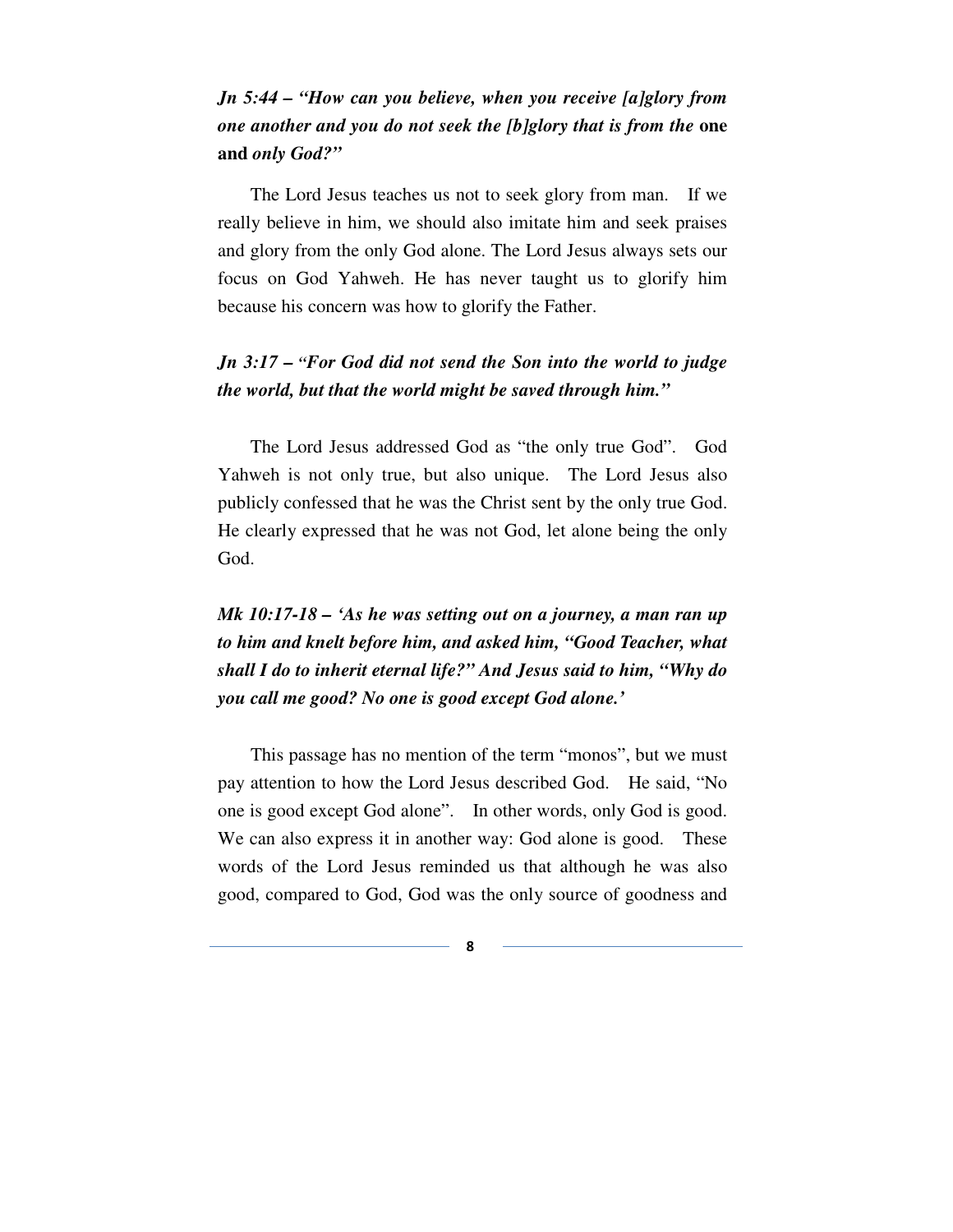***Jn 5:44 – "How can you believe, when you receive [a]glory from one another and you do not seek the [b]glory that is from the* one and *only God?"***

The Lord Jesus teaches us not to seek glory from man. If we really believe in him, we should also imitate him and seek praises and glory from the only God alone. The Lord Jesus always sets our focus on God Yahweh. He has never taught us to glorify him because his concern was how to glorify the Father.

***Jn 3:17 – "For God did not send the Son into the world to judge the world, but that the world might be saved through him."***

The Lord Jesus addressed God as "the only true God". God Yahweh is not only true, but also unique. The Lord Jesus also publicly confessed that he was the Christ sent by the only true God. He clearly expressed that he was not God, let alone being the only God.

***Mk 10:17-18 – 'As he was setting out on a journey, a man ran up to him and knelt before him, and asked him, "Good Teacher, what shall I do to inherit eternal life?" And Jesus said to him, "Why do you call me good? No one is good except God alone.'***

This passage has no mention of the term "monos", but we must pay attention to how the Lord Jesus described God. He said, "No one is good except God alone". In other words, only God is good. We can also express it in another way: God alone is good. These words of the Lord Jesus reminded us that although he was also good, compared to God, God was the only source of goodness and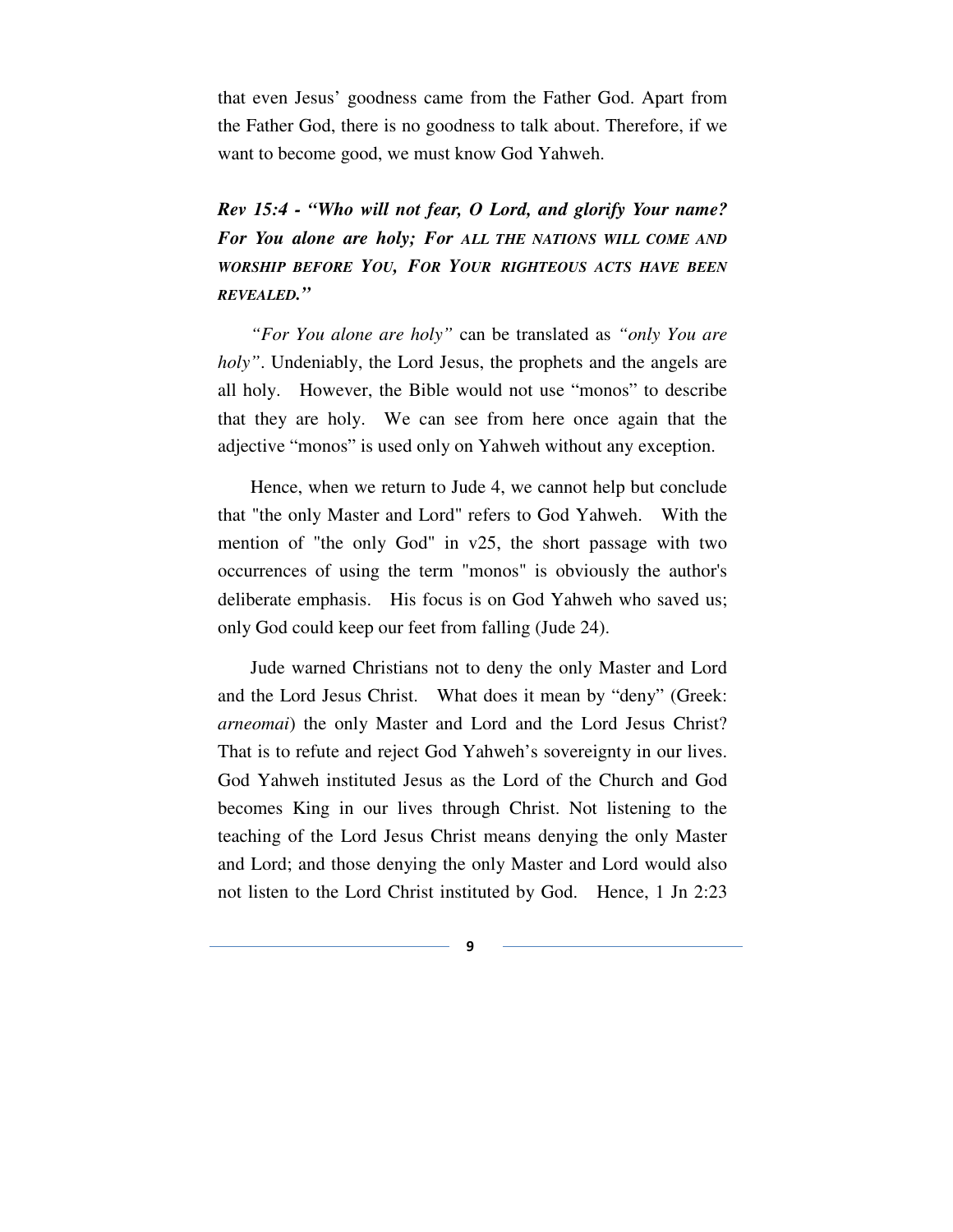that even Jesus' goodness came from the Father God. Apart from the Father God, there is no goodness to talk about. Therefore, if we want to become good, we must know God Yahweh.

***Rev 15:4 - "Who will not fear, O Lord, and glorify Your name? For You alone are holy; For ALL THE NATIONS WILL COME AND WORSHIP BEFORE YOU, FOR YOUR RIGHTEOUS ACTS HAVE BEEN REVEALED."***

*"For You alone are holy"* can be translated as *"only You are holy"*. Undeniably, the Lord Jesus, the prophets and the angels are all holy. However, the Bible would not use "monos" to describe that they are holy. We can see from here once again that the adjective "monos" is used only on Yahweh without any exception.

Hence, when we return to Jude 4, we cannot help but conclude that "the only Master and Lord" refers to God Yahweh. With the mention of "the only God" in v25, the short passage with two occurrences of using the term "monos" is obviously the author's deliberate emphasis. His focus is on God Yahweh who saved us; only God could keep our feet from falling (Jude 24).

Jude warned Christians not to deny the only Master and Lord and the Lord Jesus Christ. What does it mean by "deny" (Greek: *arneomai*) the only Master and Lord and the Lord Jesus Christ? That is to refute and reject God Yahweh's sovereignty in our lives. God Yahweh instituted Jesus as the Lord of the Church and God becomes King in our lives through Christ. Not listening to the teaching of the Lord Jesus Christ means denying the only Master and Lord; and those denying the only Master and Lord would also not listen to the Lord Christ instituted by God. Hence, 1 Jn 2:23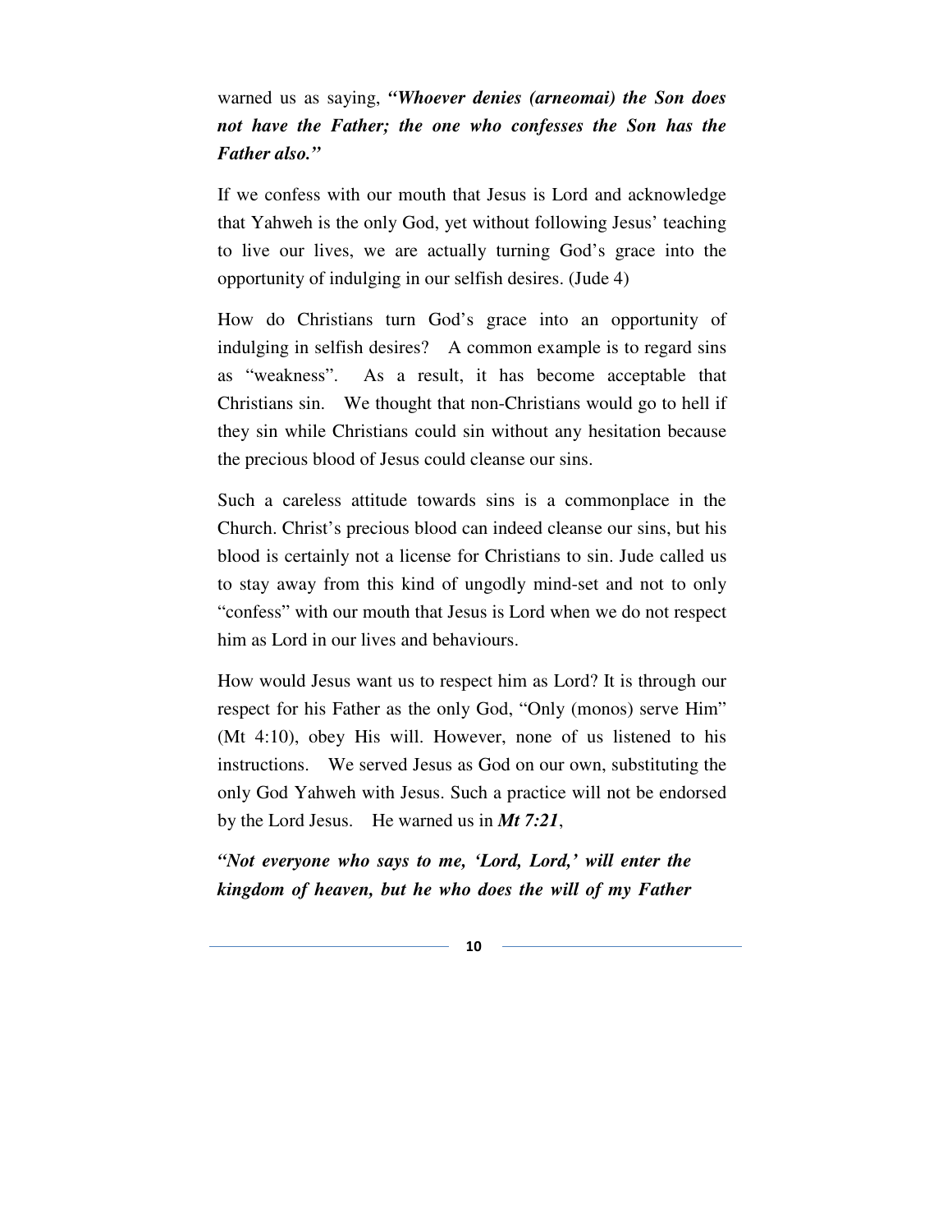warned us as saying, ***"Whoever denies (arneomai) the Son does not have the Father; the one who confesses the Son has the Father also."***

If we confess with our mouth that Jesus is Lord and acknowledge that Yahweh is the only God, yet without following Jesus' teaching to live our lives, we are actually turning God's grace into the opportunity of indulging in our selfish desires. (Jude 4)

How do Christians turn God's grace into an opportunity of indulging in selfish desires? A common example is to regard sins as "weakness". As a result, it has become acceptable that Christians sin. We thought that non-Christians would go to hell if they sin while Christians could sin without any hesitation because the precious blood of Jesus could cleanse our sins.

Such a careless attitude towards sins is a commonplace in the Church. Christ's precious blood can indeed cleanse our sins, but his blood is certainly not a license for Christians to sin. Jude called us to stay away from this kind of ungodly mind-set and not to only "confess" with our mouth that Jesus is Lord when we do not respect him as Lord in our lives and behaviours.

How would Jesus want us to respect him as Lord? It is through our respect for his Father as the only God, "Only (monos) serve Him" (Mt 4:10), obey His will. However, none of us listened to his instructions. We served Jesus as God on our own, substituting the only God Yahweh with Jesus. Such a practice will not be endorsed by the Lord Jesus. He warned us in ***Mt 7:21***,

***"Not everyone who says to me, 'Lord, Lord,' will enter the kingdom of heaven, but he who does the will of my Father***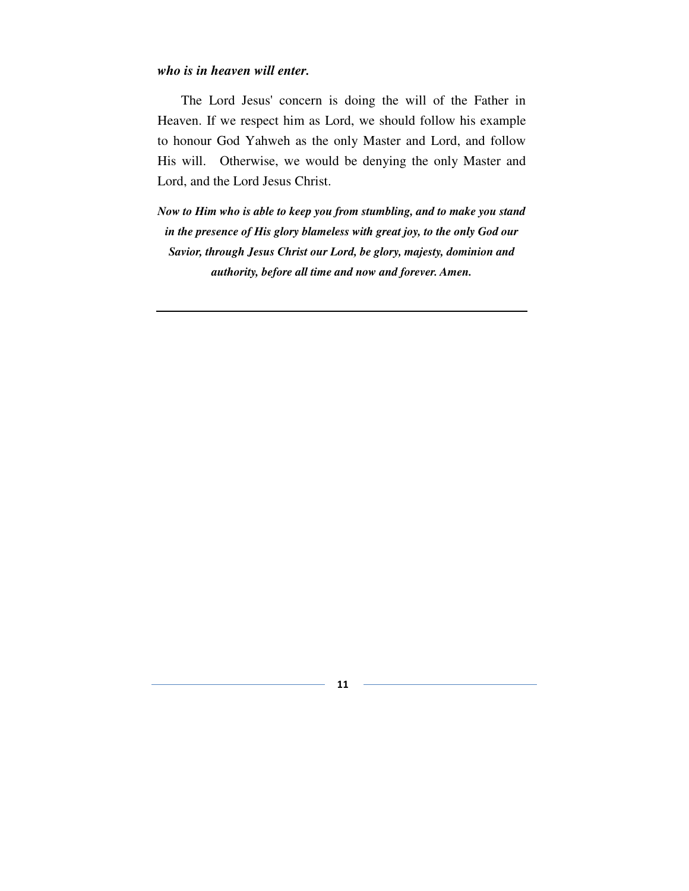***who is in heaven will enter.***

The Lord Jesus' concern is doing the will of the Father in Heaven. If we respect him as Lord, we should follow his example to honour God Yahweh as the only Master and Lord, and follow His will. Otherwise, we would be denying the only Master and Lord, and the Lord Jesus Christ.

***Now to Him who is able to keep you from stumbling, and to make you stand in the presence of His glory blameless with great joy, to the only God our Savior, through Jesus Christ our Lord, be glory, majesty, dominion and authority, before all time and now and forever. Amen.***

---